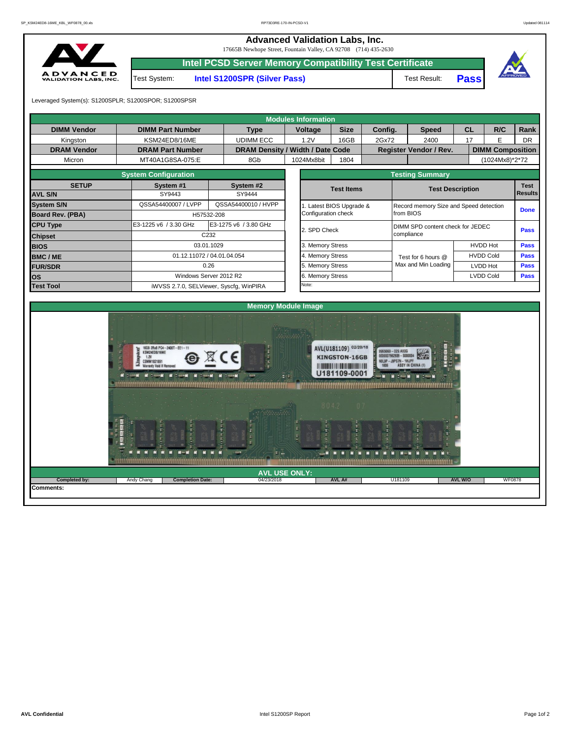# Advanced Validation Labs, Inc.

17665B Newhope Street, Fountain Valley, CA 92708 (714) 435-2630

## Intel PCSD Server Memory Compatibility Test Certificate

Test System: **Intel S1200SPR (Silver Pass)** Test Result: **Pass**

Leveraged System(s): S1200SPLR; S1200SPOR; S1200SPSR

### Modules Information

| DIMM Vendor | DIMM Part Number | Type | Voltage | Size | Config. | Speed | CL | R/C | Rank |
|---|---|---|---|---|---|---|---|---|---|
| Kingston | KSM24ED8/16ME | UDIMM ECC | 1.2V | 16GB | 2Gx72 | 2400 | 17 | E | DR |
| **DRAM Vendor** | **DRAM Part Number** | **DRAM Density / Width / Date Code** | | | **Register Vendor / Rev.** | | **DIMM Composition** | | |
| Micron | MT40A1G8SA-075:E | 8Gb | 1024Mx8bit | 1804 | | | (1024Mx8)*2*72 | | |

### System Configuration

| SETUP | System #1 | System #2 |
|---|---|---|
| **AVL S/N** | SY9443 | SY9444 |
| **System S/N** | QSSA54400007 / LVPP | QSSA54400010 / HVPP |
| **Board Rev. (PBA)** | H57532-208 | |
| **CPU Type** | E3-1225 v6 / 3.30 GHz | E3-1275 v6 / 3.80 GHz |
| **Chipset** | C232 | |
| **BIOS** | 03.01.1029 | |
| **BMC / ME** | 01.12.11072 / 04.01.04.054 | |
| **FUR/SDR** | 0.26 | |
| **OS** | Windows Server 2012 R2 | |
| **Test Tool** | iWVSS 2.7.0, SELViewer, Syscfg, WinPIRA | |

### Testing Summary

| Test Items | Test Description | | Test Results |
|---|---|---|---|
| 1. Latest BIOS Upgrade & Configuration check | Record memory Size and Speed detection from BIOS | | Done |
| 2. SPD Check | DIMM SPD content check for JEDEC compliance | | Pass |
| 3. Memory Stress | Test for 6 hours @ Max and Min Loading | HVDD Hot | Pass |
| 4. Memory Stress | | HVDD Cold | Pass |
| 5. Memory Stress | | LVDD Hot | Pass |
| 6. Memory Stress | | LVDD Cold | Pass |
| Note: | | | |

### Memory Module Image

### AVL USE ONLY:

| Completed by: | Andy Chang | Completion Date: | 04/23/2018 | AVL A#: | U181109 | AVL W/O | WF0878 |
|---|---|---|---|---|---|---|---|

**Comments:**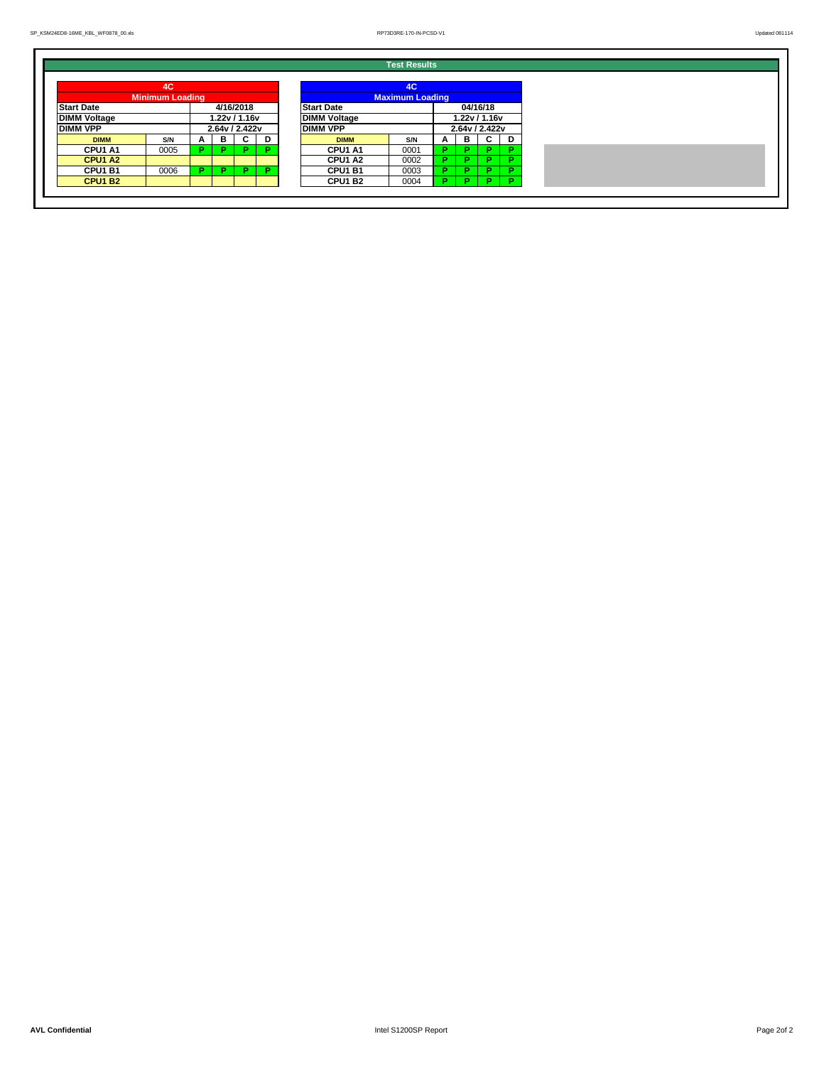## Test Results

| 4C Minimum Loading | | | | | |
| --- | --- | --- | --- | --- | --- |
| Start Date | | 4/16/2018 | | | |
| DIMM Voltage | | 1.22v / 1.16v | | | |
| DIMM VPP | | 2.64v / 2.422v | | | |
| DIMM | S/N | A | B | C | D |
| CPU1 A1 | 0005 | P | P | P | P |
| CPU1 A2 | | | | | |
| CPU1 B1 | 0006 | P | P | P | P |
| CPU1 B2 | | | | | |

| 4C Maximum Loading | | | | | |
| --- | --- | --- | --- | --- | --- |
| Start Date | | 04/16/18 | | | |
| DIMM Voltage | | 1.22v / 1.16v | | | |
| DIMM VPP | | 2.64v / 2.422v | | | |
| DIMM | S/N | A | B | C | D |
| CPU1 A1 | 0001 | P | P | P | P |
| CPU1 A2 | 0002 | P | P | P | P |
| CPU1 B1 | 0003 | P | P | P | P |
| CPU1 B2 | 0004 | P | P | P | P |